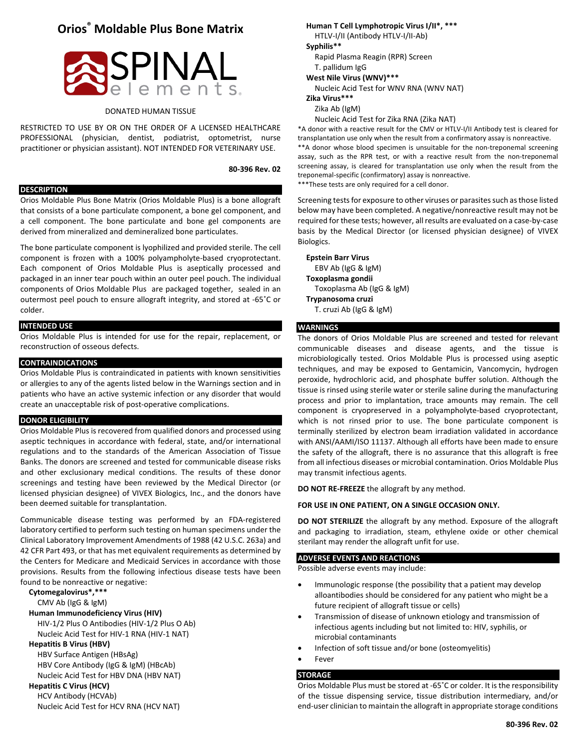# Orios® Moldable Plus Bone Matrix

SPINAL elements®

DONATED HUMAN TISSUE

RESTRICTED TO USE BY OR ON THE ORDER OF A LICENSED HEALTHCARE PROFESSIONAL (physician, dentist, podiatrist, optometrist, nurse practitioner or physician assistant). NOT INTENDED FOR VETERINARY USE.

**80-396 Rev. 02**

## DESCRIPTION

Orios Moldable Plus Bone Matrix (Orios Moldable Plus) is a bone allograft that consists of a bone particulate component, a bone gel component, and a cell component. The bone particulate and bone gel components are derived from mineralized and demineralized bone particulates.

The bone particulate component is lyophilized and provided sterile. The cell component is frozen with a 100% polyampholyte-based cryoprotectant. Each component of Orios Moldable Plus is aseptically processed and packaged in an inner tear pouch within an outer peel pouch. The individual components of Orios Moldable Plus are packaged together, sealed in an outermost peel pouch to ensure allograft integrity, and stored at -65˚C or colder.

## INTENDED USE

Orios Moldable Plus is intended for use for the repair, replacement, or reconstruction of osseous defects.

## CONTRAINDICATIONS

Orios Moldable Plus is contraindicated in patients with known sensitivities or allergies to any of the agents listed below in the Warnings section and in patients who have an active systemic infection or any disorder that would create an unacceptable risk of post-operative complications.

## DONOR ELIGIBILITY

Orios Moldable Plus is recovered from qualified donors and processed using aseptic techniques in accordance with federal, state, and/or international regulations and to the standards of the American Association of Tissue Banks. The donors are screened and tested for communicable disease risks and other exclusionary medical conditions. The results of these donor screenings and testing have been reviewed by the Medical Director (or licensed physician designee) of VIVEX Biologics, Inc., and the donors have been deemed suitable for transplantation.

Communicable disease testing was performed by an FDA-registered laboratory certified to perform such testing on human specimens under the Clinical Laboratory Improvement Amendments of 1988 (42 U.S.C. 263a) and 42 CFR Part 493, or that has met equivalent requirements as determined by the Centers for Medicare and Medicaid Services in accordance with those provisions. Results from the following infectious disease tests have been found to be nonreactive or negative:

**Cytomegalovirus*,*****
- CMV Ab (IgG & IgM)

**Human Immunodeficiency Virus (HIV)**
- HIV-1/2 Plus O Antibodies (HIV-1/2 Plus O Ab)
- Nucleic Acid Test for HIV-1 RNA (HIV-1 NAT)

**Hepatitis B Virus (HBV)**
- HBV Surface Antigen (HBsAg)
- HBV Core Antibody (IgG & IgM) (HBcAb)
- Nucleic Acid Test for HBV DNA (HBV NAT)

**Hepatitis C Virus (HCV)**
- HCV Antibody (HCVAb)
- Nucleic Acid Test for HCV RNA (HCV NAT)

**Human T Cell Lymphotropic Virus I/II*, *****
- HTLV-I/II (Antibody HTLV-I/II-Ab)

**Syphilis****
- Rapid Plasma Reagin (RPR) Screen
- T. pallidum IgG

**West Nile Virus (WNV)*****
- Nucleic Acid Test for WNV RNA (WNV NAT)

**Zika Virus*****
- Zika Ab (IgM)
- Nucleic Acid Test for Zika RNA (Zika NAT)

*A donor with a reactive result for the CMV or HTLV-I/II Antibody test is cleared for transplantation use only when the result from a confirmatory assay is nonreactive.
**A donor whose blood specimen is unsuitable for the non-treponemal screening assay, such as the RPR test, or with a reactive result from the non-treponemal screening assay, is cleared for transplantation use only when the result from the treponemal-specific (confirmatory) assay is nonreactive.
***These tests are only required for a cell donor.

Screening tests for exposure to other viruses or parasites such as those listed below may have been completed. A negative/nonreactive result may not be required for these tests; however, all results are evaluated on a case-by-case basis by the Medical Director (or licensed physician designee) of VIVEX Biologics.

**Epstein Barr Virus**
- EBV Ab (IgG & IgM)

**Toxoplasma gondii**
- Toxoplasma Ab (IgG & IgM)

**Trypanosoma cruzi**
- T. cruzi Ab (IgG & IgM)

## WARNINGS

The donors of Orios Moldable Plus are screened and tested for relevant communicable diseases and disease agents, and the tissue is microbiologically tested. Orios Moldable Plus is processed using aseptic techniques, and may be exposed to Gentamicin, Vancomycin, hydrogen peroxide, hydrochloric acid, and phosphate buffer solution. Although the tissue is rinsed using sterile water or sterile saline during the manufacturing process and prior to implantation, trace amounts may remain. The cell component is cryopreserved in a polyampholyte-based cryoprotectant, which is not rinsed prior to use. The bone particulate component is terminally sterilized by electron beam irradiation validated in accordance with ANSI/AAMI/ISO 11137. Although all efforts have been made to ensure the safety of the allograft, there is no assurance that this allograft is free from all infectious diseases or microbial contamination. Orios Moldable Plus may transmit infectious agents.

**DO NOT RE-FREEZE** the allograft by any method.

**FOR USE IN ONE PATIENT, ON A SINGLE OCCASION ONLY.**

**DO NOT STERILIZE** the allograft by any method. Exposure of the allograft and packaging to irradiation, steam, ethylene oxide or other chemical sterilant may render the allograft unfit for use.

## ADVERSE EVENTS AND REACTIONS

Possible adverse events may include:

- Immunologic response (the possibility that a patient may develop alloantibodies should be considered for any patient who might be a future recipient of allograft tissue or cells)
- Transmission of disease of unknown etiology and transmission of infectious agents including but not limited to: HIV, syphilis, or microbial contaminants
- Infection of soft tissue and/or bone (osteomyelitis)
- Fever

## STORAGE

Orios Moldable Plus must be stored at -65˚C or colder. It is the responsibility of the tissue dispensing service, tissue distribution intermediary, and/or end-user clinician to maintain the allograft in appropriate storage conditions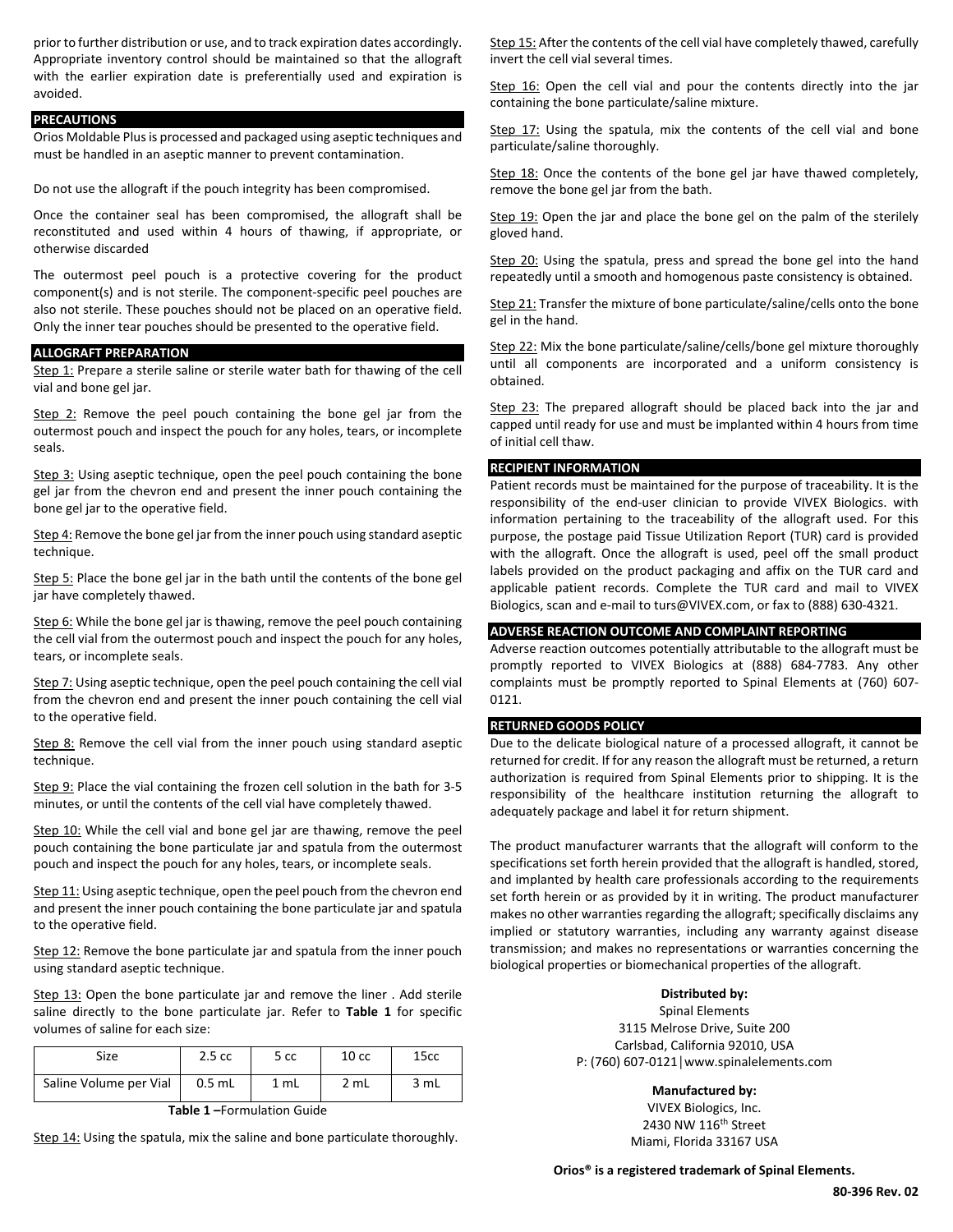prior to further distribution or use, and to track expiration dates accordingly. Appropriate inventory control should be maintained so that the allograft with the earlier expiration date is preferentially used and expiration is avoided.

## PRECAUTIONS

Orios Moldable Plus is processed and packaged using aseptic techniques and must be handled in an aseptic manner to prevent contamination.

Do not use the allograft if the pouch integrity has been compromised.

Once the container seal has been compromised, the allograft shall be reconstituted and used within 4 hours of thawing, if appropriate, or otherwise discarded

The outermost peel pouch is a protective covering for the product component(s) and is not sterile. The component-specific peel pouches are also not sterile. These pouches should not be placed on an operative field. Only the inner tear pouches should be presented to the operative field.

## ALLOGRAFT PREPARATION

Step 1: Prepare a sterile saline or sterile water bath for thawing of the cell vial and bone gel jar.

Step 2: Remove the peel pouch containing the bone gel jar from the outermost pouch and inspect the pouch for any holes, tears, or incomplete seals.

Step 3: Using aseptic technique, open the peel pouch containing the bone gel jar from the chevron end and present the inner pouch containing the bone gel jar to the operative field.

Step 4: Remove the bone gel jar from the inner pouch using standard aseptic technique.

Step 5: Place the bone gel jar in the bath until the contents of the bone gel jar have completely thawed.

Step 6: While the bone gel jar is thawing, remove the peel pouch containing the cell vial from the outermost pouch and inspect the pouch for any holes, tears, or incomplete seals.

Step 7: Using aseptic technique, open the peel pouch containing the cell vial from the chevron end and present the inner pouch containing the cell vial to the operative field.

Step 8: Remove the cell vial from the inner pouch using standard aseptic technique.

Step 9: Place the vial containing the frozen cell solution in the bath for 3-5 minutes, or until the contents of the cell vial have completely thawed.

Step 10: While the cell vial and bone gel jar are thawing, remove the peel pouch containing the bone particulate jar and spatula from the outermost pouch and inspect the pouch for any holes, tears, or incomplete seals.

Step 11: Using aseptic technique, open the peel pouch from the chevron end and present the inner pouch containing the bone particulate jar and spatula to the operative field.

Step 12: Remove the bone particulate jar and spatula from the inner pouch using standard aseptic technique.

Step 13: Open the bone particulate jar and remove the liner . Add sterile saline directly to the bone particulate jar. Refer to **Table 1** for specific volumes of saline for each size:

| Size | 2.5 cc | 5 cc | 10 cc | 15cc |
|---|---|---|---|---|
| Saline Volume per Vial | 0.5 mL | 1 mL | 2 mL | 3 mL |

**Table 1 –**Formulation Guide

Step 14: Using the spatula, mix the saline and bone particulate thoroughly.

Step 15: After the contents of the cell vial have completely thawed, carefully invert the cell vial several times.

Step 16: Open the cell vial and pour the contents directly into the jar containing the bone particulate/saline mixture.

Step 17: Using the spatula, mix the contents of the cell vial and bone particulate/saline thoroughly.

Step 18: Once the contents of the bone gel jar have thawed completely, remove the bone gel jar from the bath.

Step 19: Open the jar and place the bone gel on the palm of the sterilely gloved hand.

Step 20: Using the spatula, press and spread the bone gel into the hand repeatedly until a smooth and homogenous paste consistency is obtained.

Step 21: Transfer the mixture of bone particulate/saline/cells onto the bone gel in the hand.

Step 22: Mix the bone particulate/saline/cells/bone gel mixture thoroughly until all components are incorporated and a uniform consistency is obtained.

Step 23: The prepared allograft should be placed back into the jar and capped until ready for use and must be implanted within 4 hours from time of initial cell thaw.

## RECIPIENT INFORMATION

Patient records must be maintained for the purpose of traceability. It is the responsibility of the end-user clinician to provide VIVEX Biologics. with information pertaining to the traceability of the allograft used. For this purpose, the postage paid Tissue Utilization Report (TUR) card is provided with the allograft. Once the allograft is used, peel off the small product labels provided on the product packaging and affix on the TUR card and applicable patient records. Complete the TUR card and mail to VIVEX Biologics, scan and e-mail to turs@VIVEX.com, or fax to (888) 630-4321.

## ADVERSE REACTION OUTCOME AND COMPLAINT REPORTING

Adverse reaction outcomes potentially attributable to the allograft must be promptly reported to VIVEX Biologics at (888) 684-7783. Any other complaints must be promptly reported to Spinal Elements at (760) 607-0121.

## RETURNED GOODS POLICY

Due to the delicate biological nature of a processed allograft, it cannot be returned for credit. If for any reason the allograft must be returned, a return authorization is required from Spinal Elements prior to shipping. It is the responsibility of the healthcare institution returning the allograft to adequately package and label it for return shipment.

The product manufacturer warrants that the allograft will conform to the specifications set forth herein provided that the allograft is handled, stored, and implanted by health care professionals according to the requirements set forth herein or as provided by it in writing. The product manufacturer makes no other warranties regarding the allograft; specifically disclaims any implied or statutory warranties, including any warranty against disease transmission; and makes no representations or warranties concerning the biological properties or biomechanical properties of the allograft.

**Distributed by:**
Spinal Elements
3115 Melrose Drive, Suite 200
Carlsbad, California 92010, USA
P: (760) 607-0121|www.spinalelements.com

**Manufactured by:**
VIVEX Biologics, Inc.
2430 NW 116th Street
Miami, Florida 33167 USA

**Orios® is a registered trademark of Spinal Elements.**

**80-396 Rev. 02**